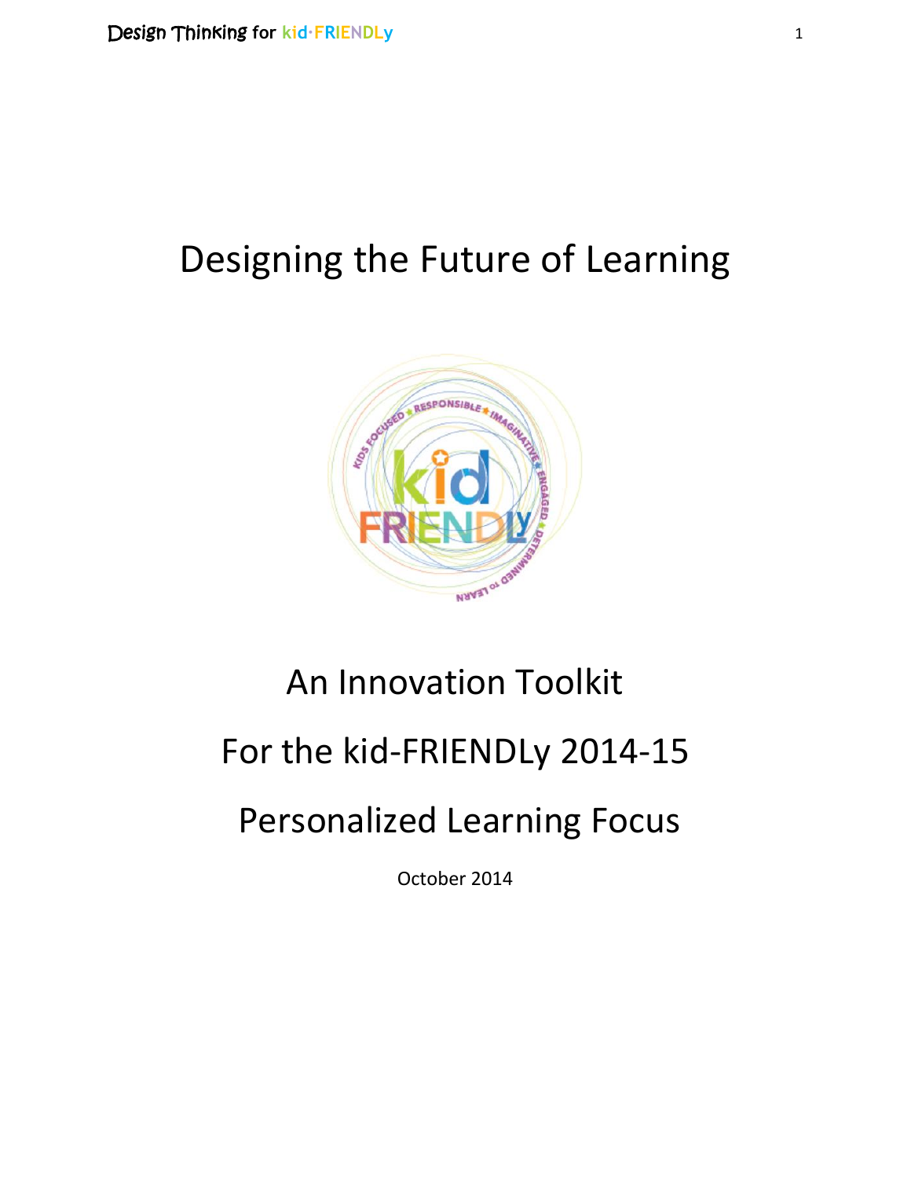# Designing the Future of Learning

An Innovation Toolkit

For the kid-FRIENDLy 2014-15

Personalized Learning Focus

October 2014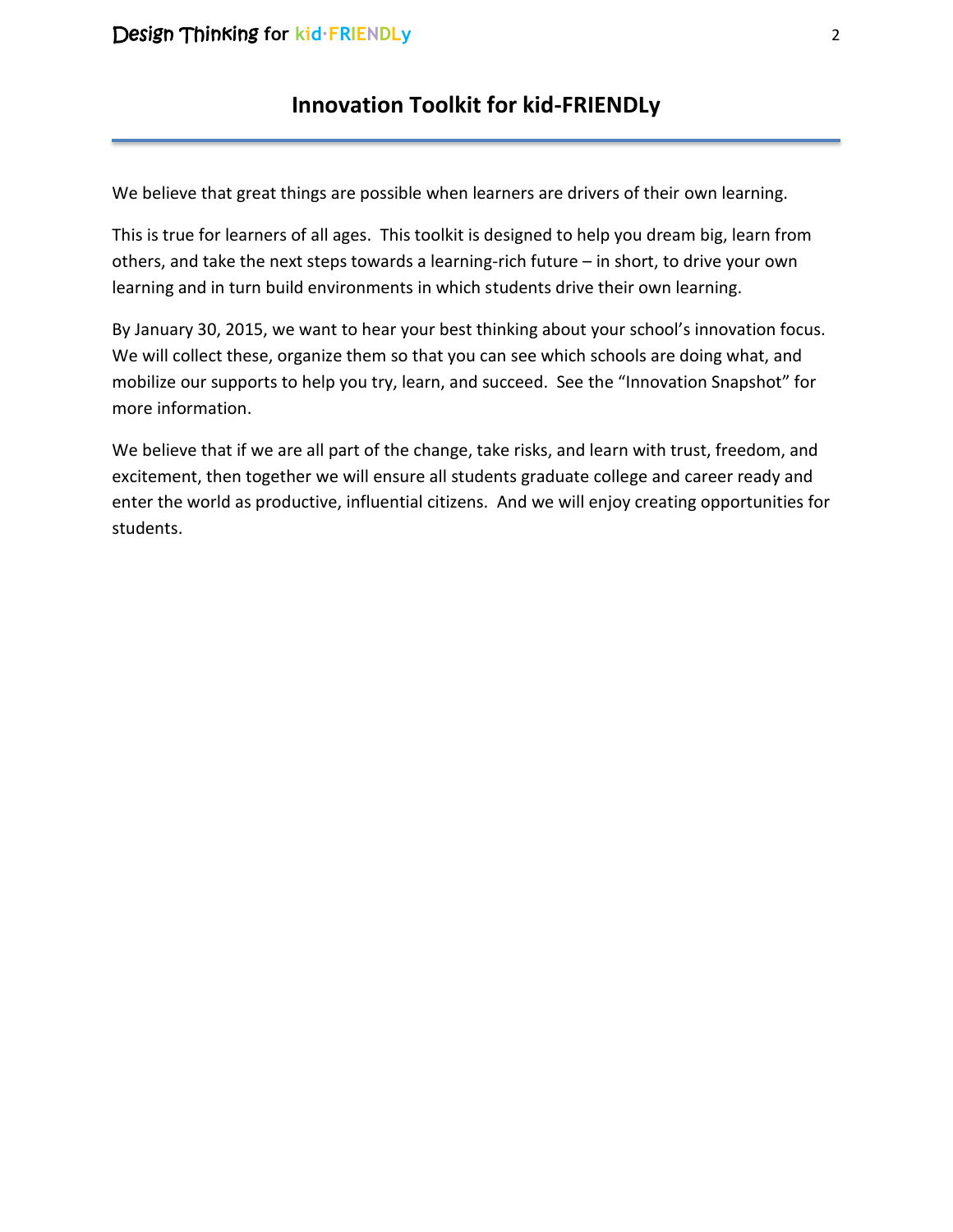# Innovation Toolkit for kid-FRIENDLy

We believe that great things are possible when learners are drivers of their own learning.

This is true for learners of all ages. This toolkit is designed to help you dream big, learn from others, and take the next steps towards a learning-rich future – in short, to drive your own learning and in turn build environments in which students drive their own learning.

By January 30, 2015, we want to hear your best thinking about your school's innovation focus. We will collect these, organize them so that you can see which schools are doing what, and mobilize our supports to help you try, learn, and succeed. See the "Innovation Snapshot" for more information.

We believe that if we are all part of the change, take risks, and learn with trust, freedom, and excitement, then together we will ensure all students graduate college and career ready and enter the world as productive, influential citizens. And we will enjoy creating opportunities for students.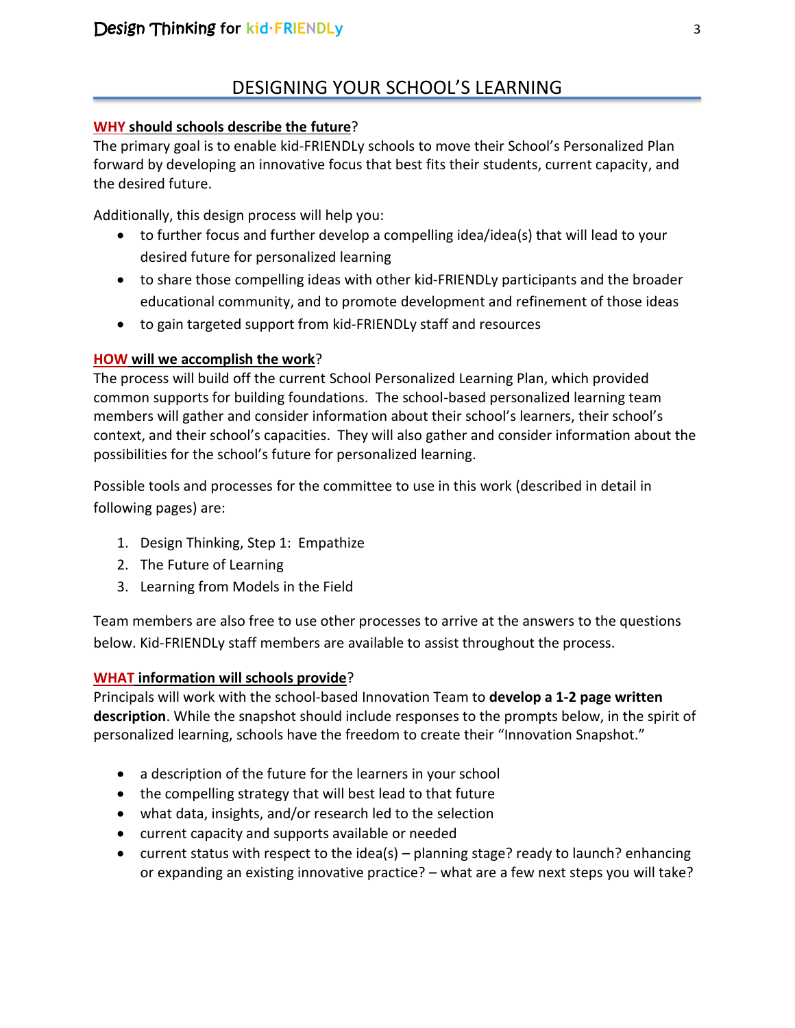# DESIGNING YOUR SCHOOL'S LEARNING

**WHY should schools describe the future?**

The primary goal is to enable kid-FRIENDLy schools to move their School's Personalized Plan forward by developing an innovative focus that best fits their students, current capacity, and the desired future.

Additionally, this design process will help you:

- to further focus and further develop a compelling idea/idea(s) that will lead to your desired future for personalized learning
- to share those compelling ideas with other kid-FRIENDLy participants and the broader educational community, and to promote development and refinement of those ideas
- to gain targeted support from kid-FRIENDLy staff and resources

**HOW will we accomplish the work?**

The process will build off the current School Personalized Learning Plan, which provided common supports for building foundations. The school-based personalized learning team members will gather and consider information about their school's learners, their school's context, and their school's capacities. They will also gather and consider information about the possibilities for the school's future for personalized learning.

Possible tools and processes for the committee to use in this work (described in detail in following pages) are:

1. Design Thinking, Step 1: Empathize
2. The Future of Learning
3. Learning from Models in the Field

Team members are also free to use other processes to arrive at the answers to the questions below. Kid-FRIENDLy staff members are available to assist throughout the process.

**WHAT information will schools provide?**

Principals will work with the school-based Innovation Team to **develop a 1-2 page written description**. While the snapshot should include responses to the prompts below, in the spirit of personalized learning, schools have the freedom to create their "Innovation Snapshot."

- a description of the future for the learners in your school
- the compelling strategy that will best lead to that future
- what data, insights, and/or research led to the selection
- current capacity and supports available or needed
- current status with respect to the idea(s) – planning stage? ready to launch? enhancing or expanding an existing innovative practice? – what are a few next steps you will take?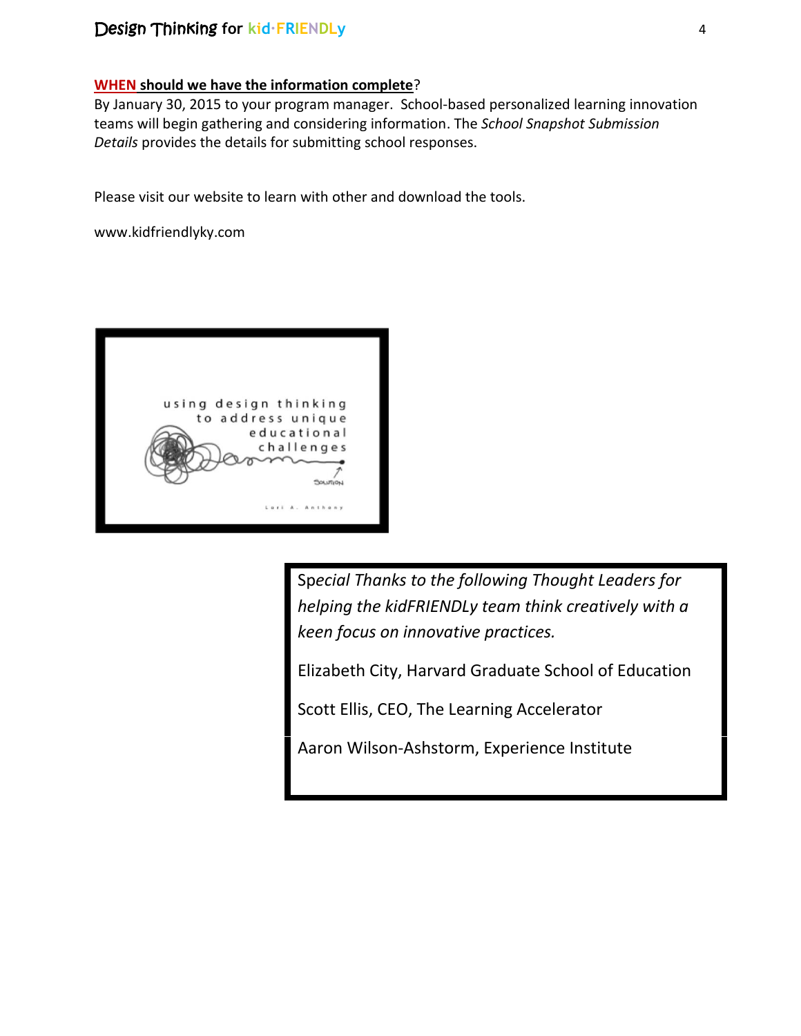**WHEN should we have the information complete?**

By January 30, 2015 to your program manager. School-based personalized learning innovation teams will begin gathering and considering information. The *School Snapshot Submission Details* provides the details for submitting school responses.

Please visit our website to learn with other and download the tools.

www.kidfriendlyky.com

using design thinking
to address unique
educational
challenges

Solution

Lori A. Anthony

*Special Thanks to the following Thought Leaders for helping the kidFRIENDLy team think creatively with a keen focus on innovative practices.*

Elizabeth City, Harvard Graduate School of Education

Scott Ellis, CEO, The Learning Accelerator

Aaron Wilson-Ashstorm, Experience Institute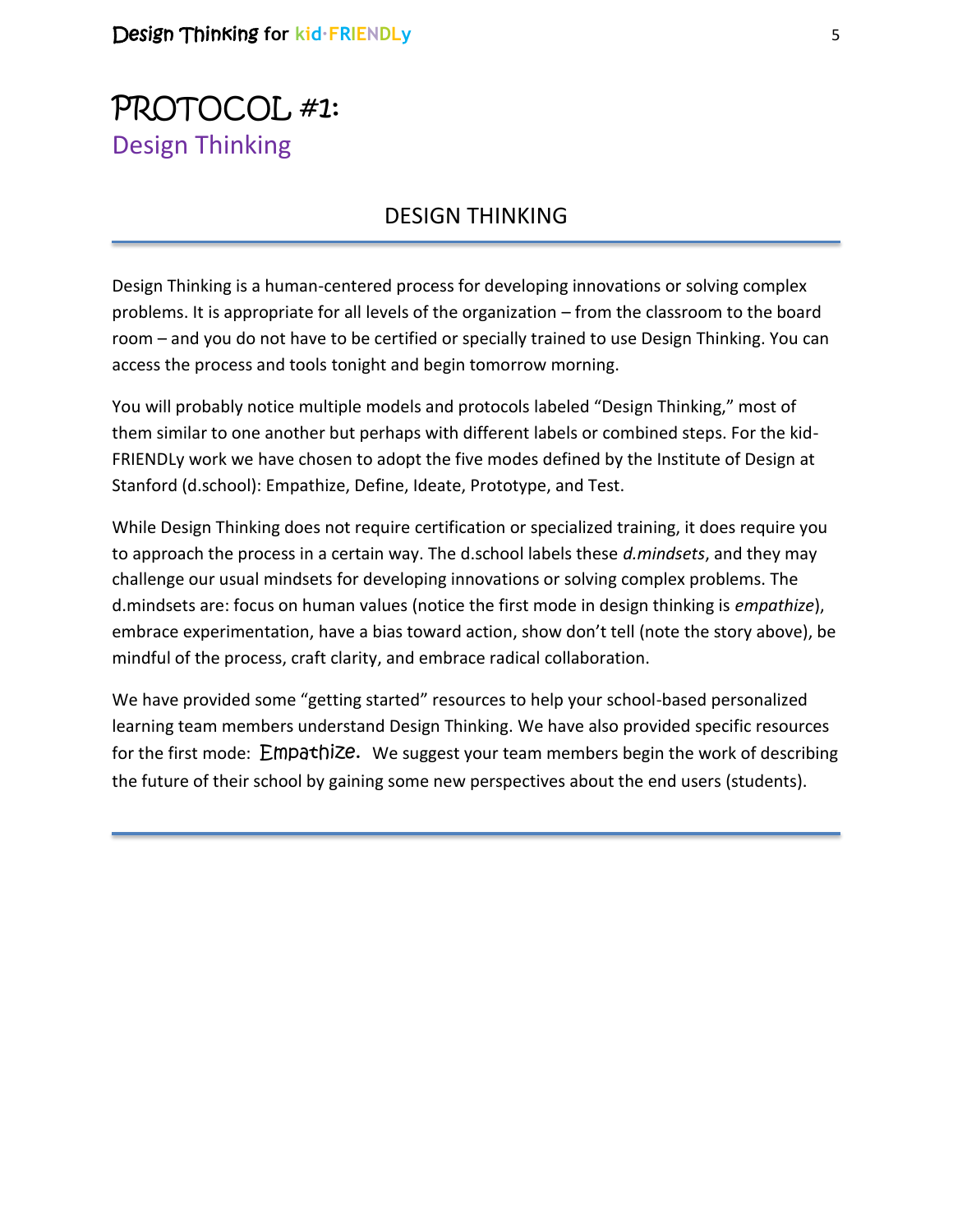# PROTOCOL #1:
## Design Thinking

### DESIGN THINKING

Design Thinking is a human-centered process for developing innovations or solving complex problems. It is appropriate for all levels of the organization – from the classroom to the board room – and you do not have to be certified or specially trained to use Design Thinking. You can access the process and tools tonight and begin tomorrow morning.

You will probably notice multiple models and protocols labeled "Design Thinking," most of them similar to one another but perhaps with different labels or combined steps. For the kid-FRIENDLy work we have chosen to adopt the five modes defined by the Institute of Design at Stanford (d.school): Empathize, Define, Ideate, Prototype, and Test.

While Design Thinking does not require certification or specialized training, it does require you to approach the process in a certain way. The d.school labels these *d.mindsets*, and they may challenge our usual mindsets for developing innovations or solving complex problems. The d.mindsets are: focus on human values (notice the first mode in design thinking is *empathize*), embrace experimentation, have a bias toward action, show don't tell (note the story above), be mindful of the process, craft clarity, and embrace radical collaboration.

We have provided some "getting started" resources to help your school-based personalized learning team members understand Design Thinking. We have also provided specific resources for the first mode: Empathize. We suggest your team members begin the work of describing the future of their school by gaining some new perspectives about the end users (students).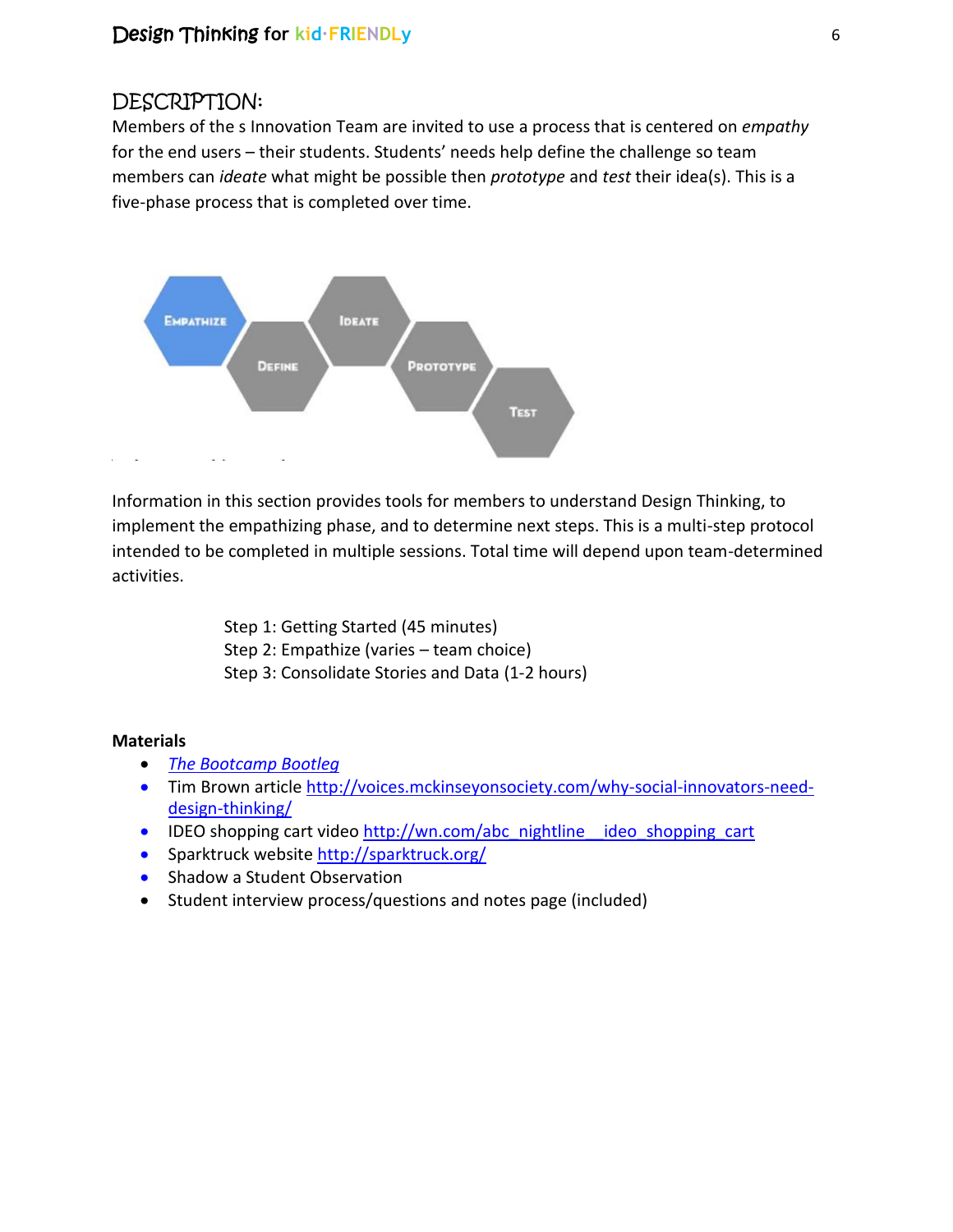## DESCRIPTION:

Members of the s Innovation Team are invited to use a process that is centered on *empathy* for the end users – their students. Students' needs help define the challenge so team members can *ideate* what might be possible then *prototype* and *test* their idea(s). This is a five-phase process that is completed over time.

EMPATHIZE DEFINE IDEATE PROTOTYPE TEST

Information in this section provides tools for members to understand Design Thinking, to implement the empathizing phase, and to determine next steps. This is a multi-step protocol intended to be completed in multiple sessions. Total time will depend upon team-determined activities.

Step 1: Getting Started (45 minutes)
Step 2: Empathize (varies – team choice)
Step 3: Consolidate Stories and Data (1-2 hours)

**Materials**

- *The Bootcamp Bootleg*
- Tim Brown article http://voices.mckinseyonsociety.com/why-social-innovators-need-design-thinking/
- IDEO shopping cart video http://wn.com/abc_nightline__ideo_shopping_cart
- Sparktruck website http://sparktruck.org/
- Shadow a Student Observation
- Student interview process/questions and notes page (included)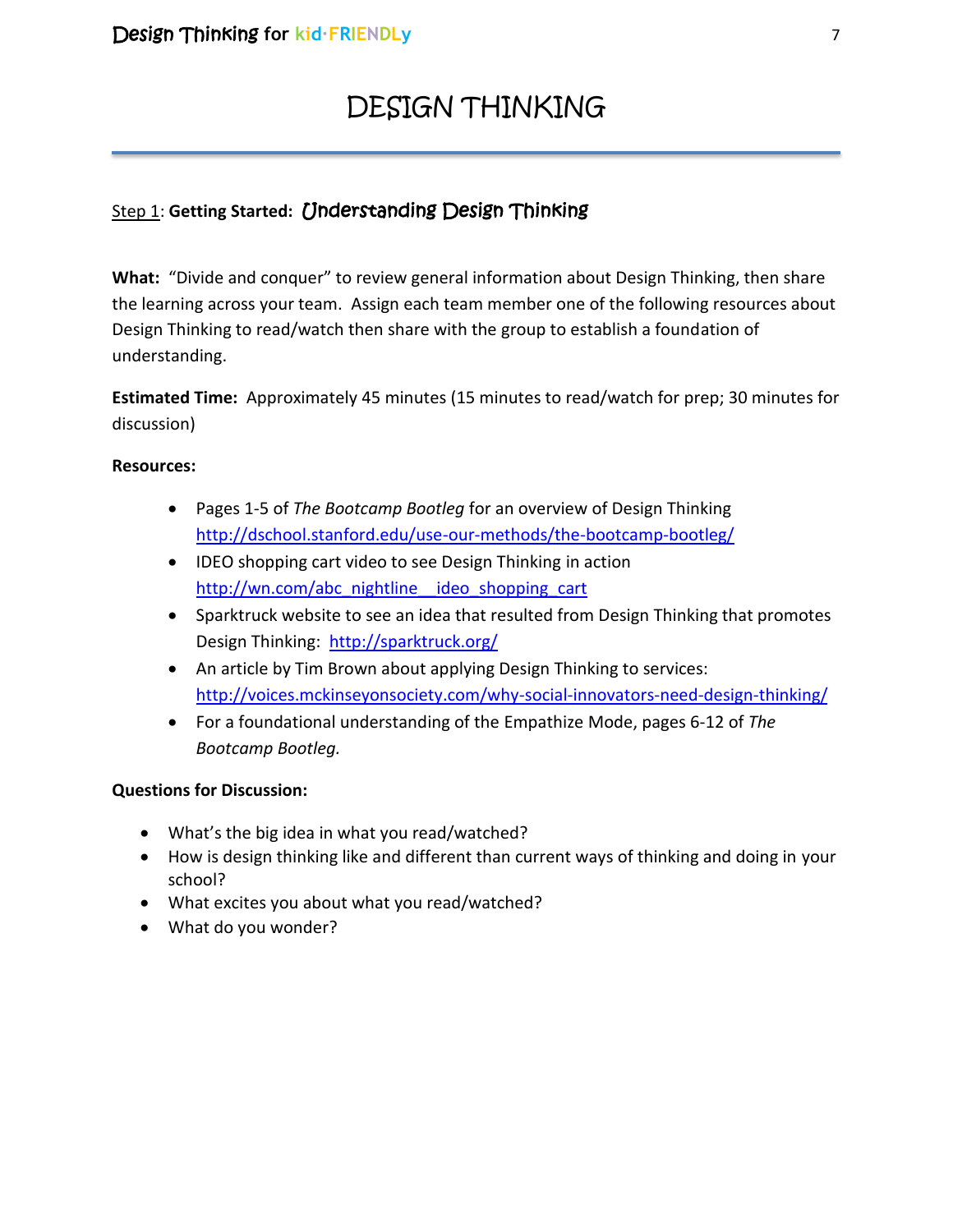# DESIGN THINKING

Step 1: **Getting Started:** Understanding Design Thinking

**What:** "Divide and conquer" to review general information about Design Thinking, then share the learning across your team. Assign each team member one of the following resources about Design Thinking to read/watch then share with the group to establish a foundation of understanding.

**Estimated Time:** Approximately 45 minutes (15 minutes to read/watch for prep; 30 minutes for discussion)

**Resources:**

- Pages 1-5 of *The Bootcamp Bootleg* for an overview of Design Thinking http://dschool.stanford.edu/use-our-methods/the-bootcamp-bootleg/
- IDEO shopping cart video to see Design Thinking in action http://wn.com/abc_nightline__ideo_shopping_cart
- Sparktruck website to see an idea that resulted from Design Thinking that promotes Design Thinking: http://sparktruck.org/
- An article by Tim Brown about applying Design Thinking to services: http://voices.mckinseyonsociety.com/why-social-innovators-need-design-thinking/
- For a foundational understanding of the Empathize Mode, pages 6-12 of *The Bootcamp Bootleg.*

**Questions for Discussion:**

- What's the big idea in what you read/watched?
- How is design thinking like and different than current ways of thinking and doing in your school?
- What excites you about what you read/watched?
- What do you wonder?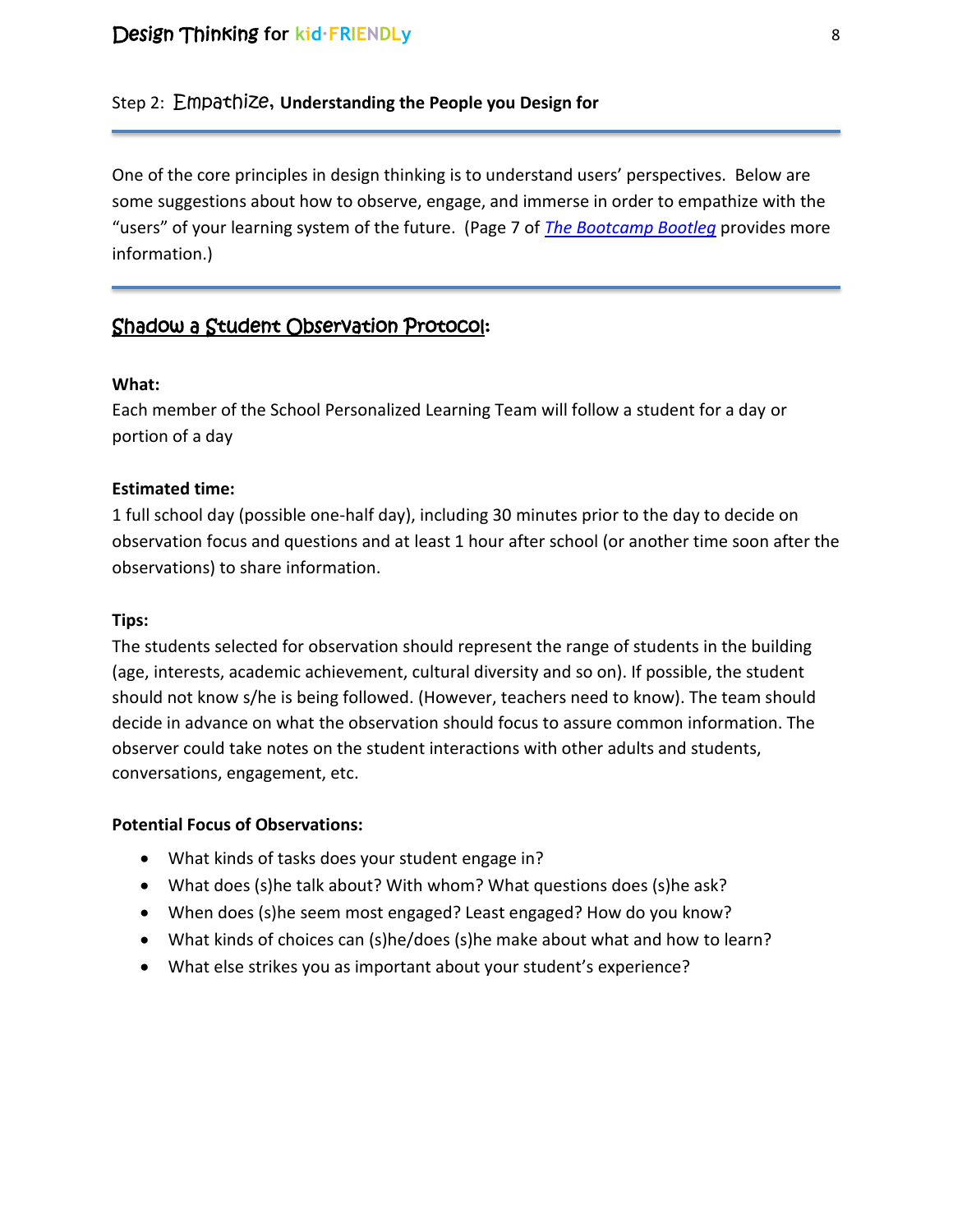## Step 2: Empathize, **Understanding the People you Design for**

One of the core principles in design thinking is to understand users' perspectives. Below are some suggestions about how to observe, engage, and immerse in order to empathize with the "users" of your learning system of the future. (Page 7 of *The Bootcamp Bootleg* provides more information.)

### Shadow a Student Observation Protocol:

**What:**
Each member of the School Personalized Learning Team will follow a student for a day or portion of a day

**Estimated time:**
1 full school day (possible one-half day), including 30 minutes prior to the day to decide on observation focus and questions and at least 1 hour after school (or another time soon after the observations) to share information.

**Tips:**
The students selected for observation should represent the range of students in the building (age, interests, academic achievement, cultural diversity and so on). If possible, the student should not know s/he is being followed. (However, teachers need to know). The team should decide in advance on what the observation should focus to assure common information. The observer could take notes on the student interactions with other adults and students, conversations, engagement, etc.

**Potential Focus of Observations:**

- What kinds of tasks does your student engage in?
- What does (s)he talk about? With whom? What questions does (s)he ask?
- When does (s)he seem most engaged? Least engaged? How do you know?
- What kinds of choices can (s)he/does (s)he make about what and how to learn?
- What else strikes you as important about your student's experience?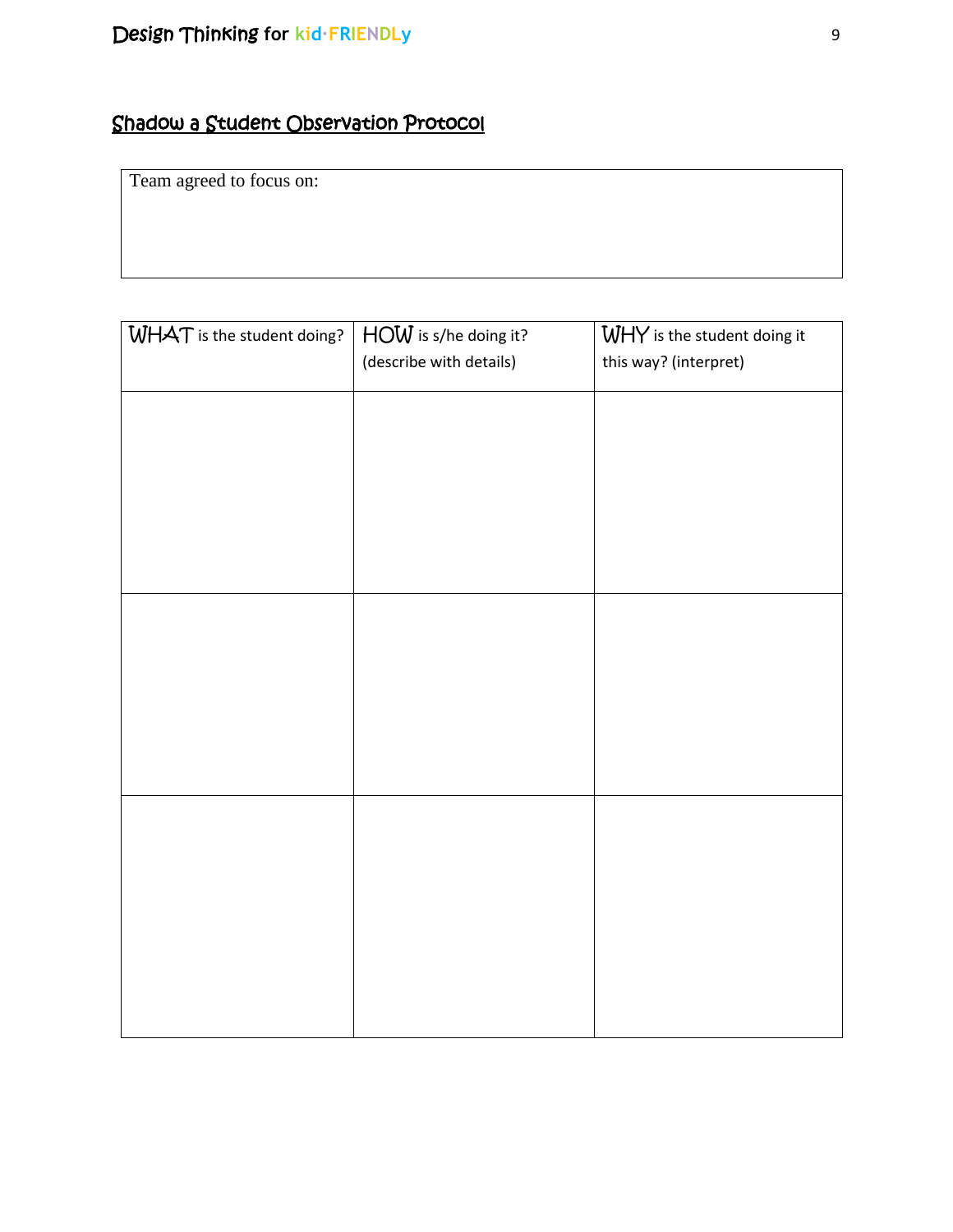## Shadow a Student Observation Protocol

| Team agreed to focus on: |
|---|
| |

| WHAT is the student doing? | HOW is s/he doing it? (describe with details) | WHY is the student doing it this way? (interpret) |
|---|---|---|
| | | |
| | | |
| | | |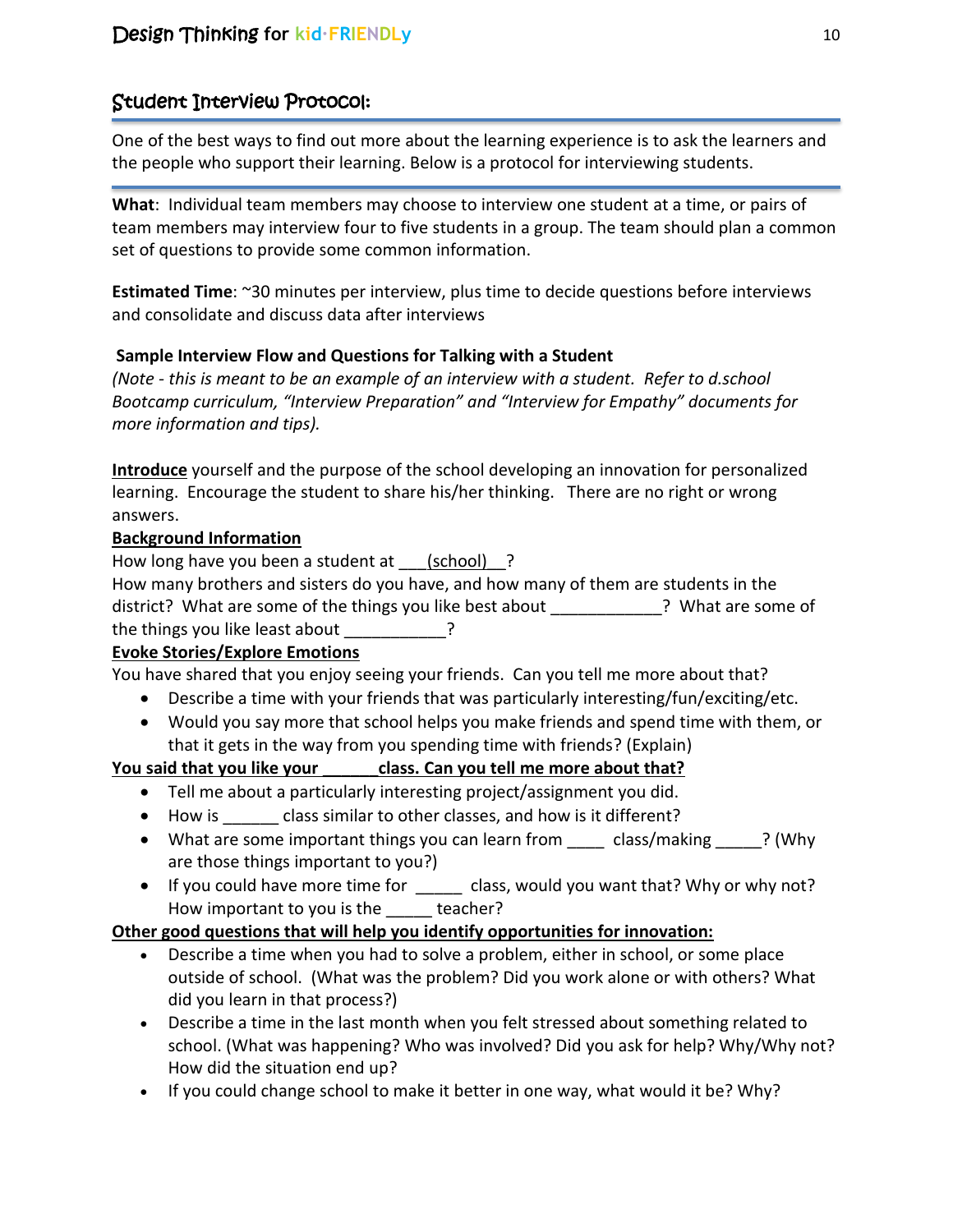## Student Interview Protocol:

One of the best ways to find out more about the learning experience is to ask the learners and the people who support their learning. Below is a protocol for interviewing students.

**What**: Individual team members may choose to interview one student at a time, or pairs of team members may interview four to five students in a group. The team should plan a common set of questions to provide some common information.

**Estimated Time**: ~30 minutes per interview, plus time to decide questions before interviews and consolidate and discuss data after interviews

**Sample Interview Flow and Questions for Talking with a Student**

*(Note - this is meant to be an example of an interview with a student. Refer to d.school Bootcamp curriculum, "Interview Preparation" and "Interview for Empathy" documents for more information and tips).*

**Introduce** yourself and the purpose of the school developing an innovation for personalized learning. Encourage the student to share his/her thinking. There are no right or wrong answers.

**Background Information**

How long have you been a student at ___(school)__?
How many brothers and sisters do you have, and how many of them are students in the district? What are some of the things you like best about ____________? What are some of the things you like least about ___________?

**Evoke Stories/Explore Emotions**

You have shared that you enjoy seeing your friends. Can you tell me more about that?

- Describe a time with your friends that was particularly interesting/fun/exciting/etc.
- Would you say more that school helps you make friends and spend time with them, or that it gets in the way from you spending time with friends? (Explain)

**You said that you like your ______class. Can you tell me more about that?**

- Tell me about a particularly interesting project/assignment you did.
- How is ______ class similar to other classes, and how is it different?
- What are some important things you can learn from ____ class/making _____? (Why are those things important to you?)
- If you could have more time for _____ class, would you want that? Why or why not? How important to you is the _____ teacher?

**Other good questions that will help you identify opportunities for innovation:**

- Describe a time when you had to solve a problem, either in school, or some place outside of school. (What was the problem? Did you work alone or with others? What did you learn in that process?)
- Describe a time in the last month when you felt stressed about something related to school. (What was happening? Who was involved? Did you ask for help? Why/Why not? How did the situation end up?
- If you could change school to make it better in one way, what would it be? Why?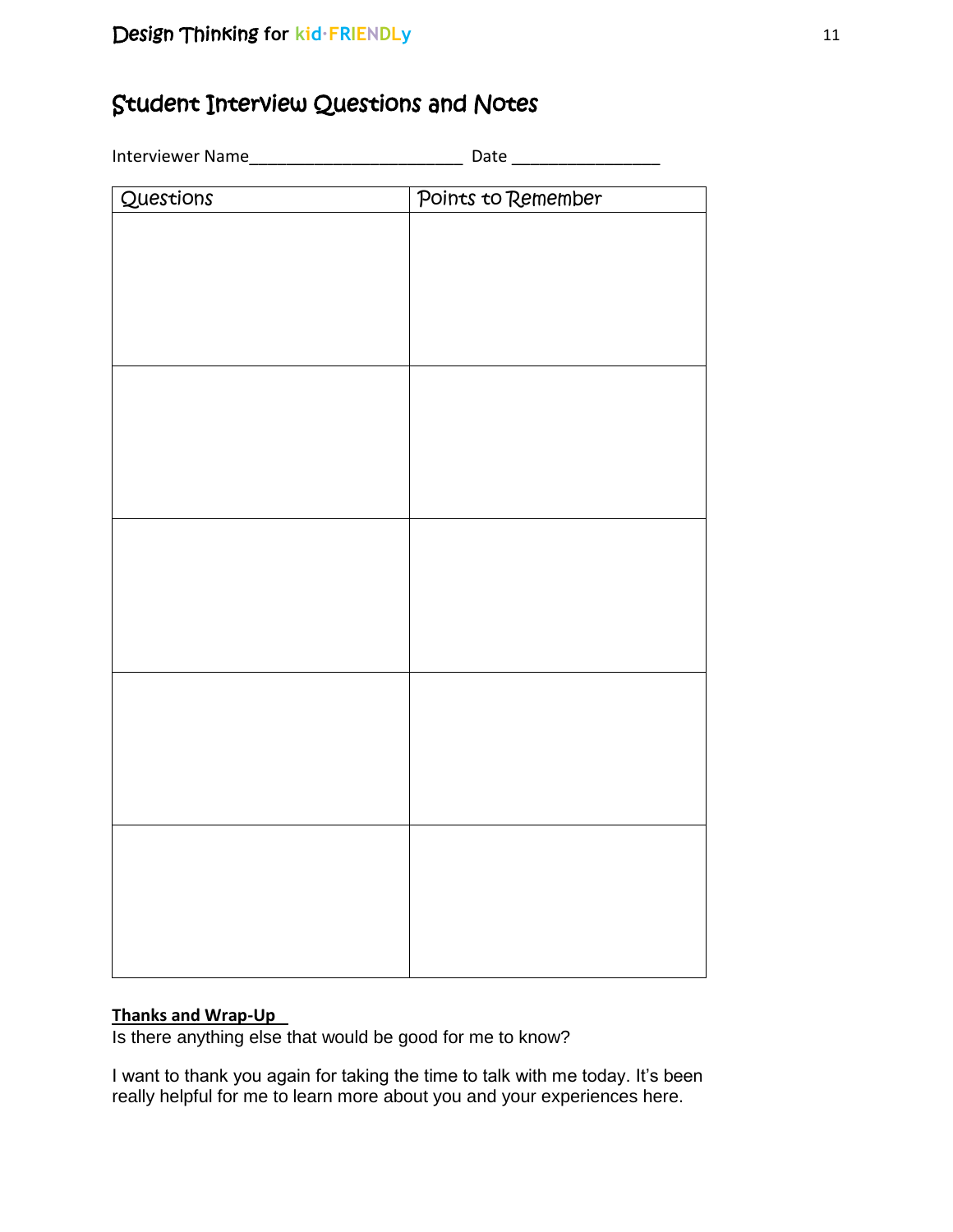## Student Interview Questions and Notes

Interviewer Name_______________________ Date ________________

| Questions | Points to Remember |
| --- | --- |
| | |
| | |
| | |
| | |
| | |

**Thanks and Wrap-Up**

Is there anything else that would be good for me to know?

I want to thank you again for taking the time to talk with me today. It's been really helpful for me to learn more about you and your experiences here.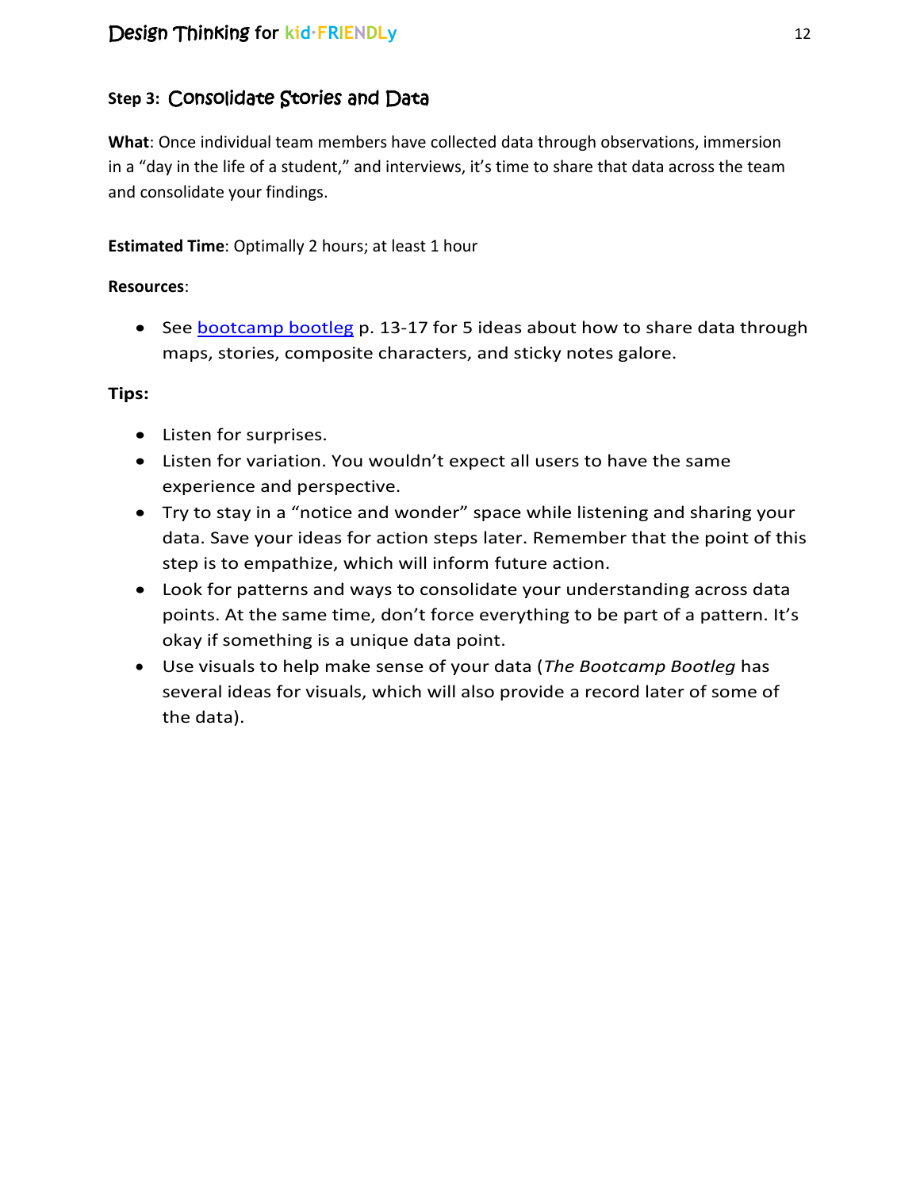### Step 3: Consolidate Stories and Data

**What**: Once individual team members have collected data through observations, immersion in a "day in the life of a student," and interviews, it's time to share that data across the team and consolidate your findings.

**Estimated Time**: Optimally 2 hours; at least 1 hour

**Resources**:

- See bootcamp bootleg p. 13-17 for 5 ideas about how to share data through maps, stories, composite characters, and sticky notes galore.

**Tips:**

- Listen for surprises.
- Listen for variation. You wouldn't expect all users to have the same experience and perspective.
- Try to stay in a "notice and wonder" space while listening and sharing your data. Save your ideas for action steps later. Remember that the point of this step is to empathize, which will inform future action.
- Look for patterns and ways to consolidate your understanding across data points. At the same time, don't force everything to be part of a pattern. It's okay if something is a unique data point.
- Use visuals to help make sense of your data (*The Bootcamp Bootleg* has several ideas for visuals, which will also provide a record later of some of the data).